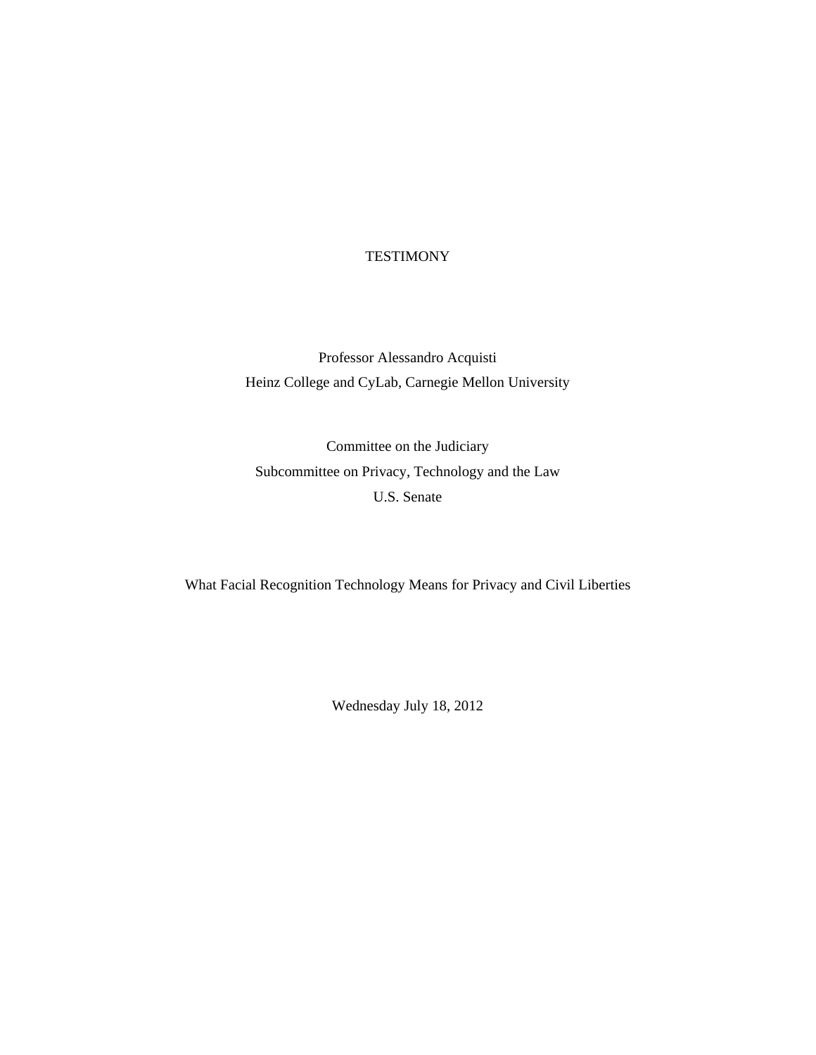# TESTIMONY

Professor Alessandro Acquisti
Heinz College and CyLab, Carnegie Mellon University

Committee on the Judiciary
Subcommittee on Privacy, Technology and the Law
U.S. Senate

What Facial Recognition Technology Means for Privacy and Civil Liberties

Wednesday July 18, 2012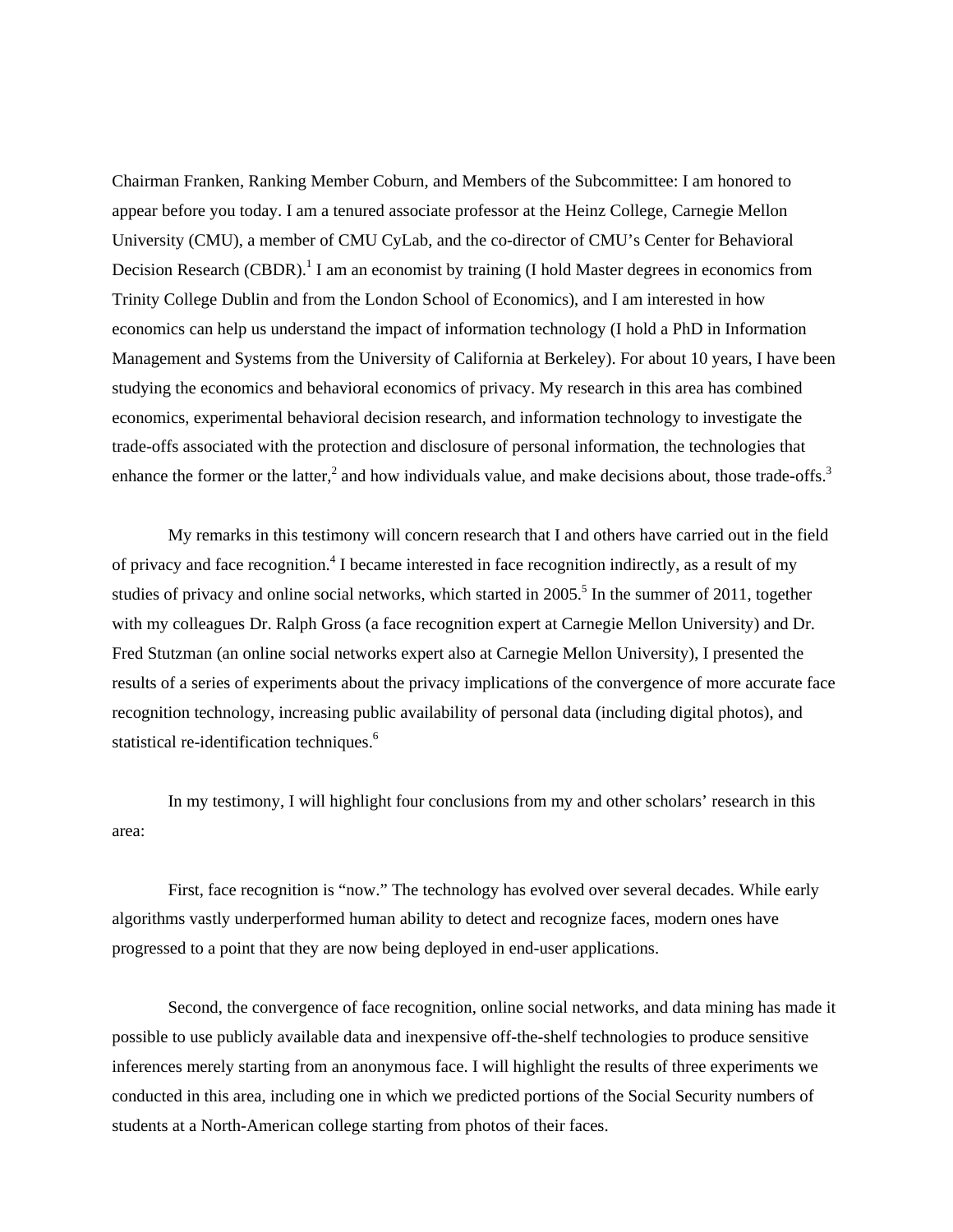Chairman Franken, Ranking Member Coburn, and Members of the Subcommittee: I am honored to appear before you today. I am a tenured associate professor at the Heinz College, Carnegie Mellon University (CMU), a member of CMU CyLab, and the co-director of CMU's Center for Behavioral Decision Research (CBDR).[1] I am an economist by training (I hold Master degrees in economics from Trinity College Dublin and from the London School of Economics), and I am interested in how economics can help us understand the impact of information technology (I hold a PhD in Information Management and Systems from the University of California at Berkeley). For about 10 years, I have been studying the economics and behavioral economics of privacy. My research in this area has combined economics, experimental behavioral decision research, and information technology to investigate the trade-offs associated with the protection and disclosure of personal information, the technologies that enhance the former or the latter,[2] and how individuals value, and make decisions about, those trade-offs.[3]

My remarks in this testimony will concern research that I and others have carried out in the field of privacy and face recognition.[4] I became interested in face recognition indirectly, as a result of my studies of privacy and online social networks, which started in 2005.[5] In the summer of 2011, together with my colleagues Dr. Ralph Gross (a face recognition expert at Carnegie Mellon University) and Dr. Fred Stutzman (an online social networks expert also at Carnegie Mellon University), I presented the results of a series of experiments about the privacy implications of the convergence of more accurate face recognition technology, increasing public availability of personal data (including digital photos), and statistical re-identification techniques.[6]

In my testimony, I will highlight four conclusions from my and other scholars' research in this area:

First, face recognition is "now." The technology has evolved over several decades. While early algorithms vastly underperformed human ability to detect and recognize faces, modern ones have progressed to a point that they are now being deployed in end-user applications.

Second, the convergence of face recognition, online social networks, and data mining has made it possible to use publicly available data and inexpensive off-the-shelf technologies to produce sensitive inferences merely starting from an anonymous face. I will highlight the results of three experiments we conducted in this area, including one in which we predicted portions of the Social Security numbers of students at a North-American college starting from photos of their faces.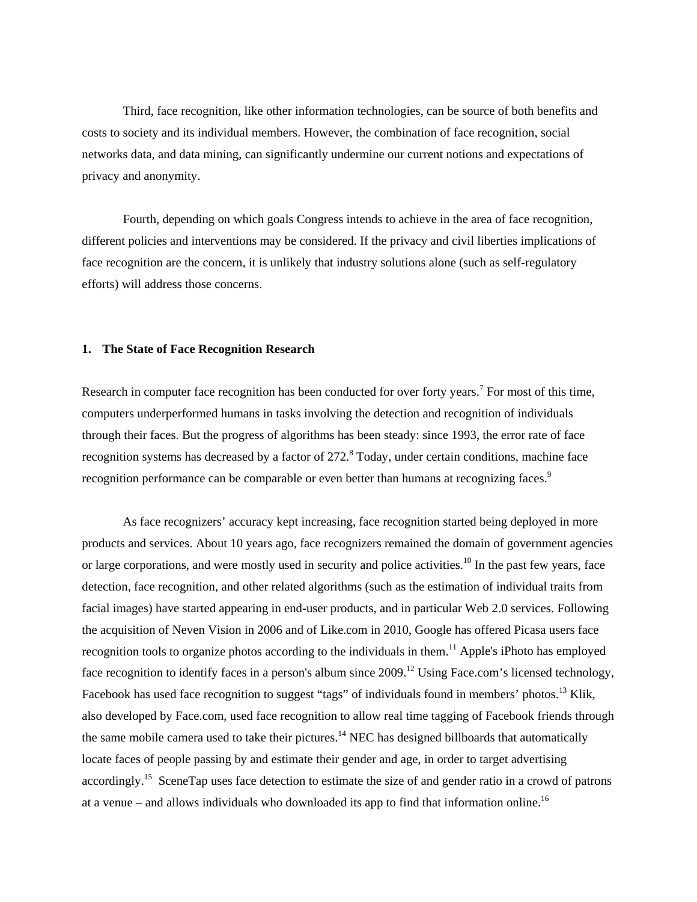Third, face recognition, like other information technologies, can be source of both benefits and costs to society and its individual members. However, the combination of face recognition, social networks data, and data mining, can significantly undermine our current notions and expectations of privacy and anonymity.

Fourth, depending on which goals Congress intends to achieve in the area of face recognition, different policies and interventions may be considered. If the privacy and civil liberties implications of face recognition are the concern, it is unlikely that industry solutions alone (such as self-regulatory efforts) will address those concerns.

## 1. The State of Face Recognition Research

Research in computer face recognition has been conducted for over forty years.[7] For most of this time, computers underperformed humans in tasks involving the detection and recognition of individuals through their faces. But the progress of algorithms has been steady: since 1993, the error rate of face recognition systems has decreased by a factor of 272.[8] Today, under certain conditions, machine face recognition performance can be comparable or even better than humans at recognizing faces.[9]

As face recognizers' accuracy kept increasing, face recognition started being deployed in more products and services. About 10 years ago, face recognizers remained the domain of government agencies or large corporations, and were mostly used in security and police activities.[10] In the past few years, face detection, face recognition, and other related algorithms (such as the estimation of individual traits from facial images) have started appearing in end-user products, and in particular Web 2.0 services. Following the acquisition of Neven Vision in 2006 and of Like.com in 2010, Google has offered Picasa users face recognition tools to organize photos according to the individuals in them.[11] Apple's iPhoto has employed face recognition to identify faces in a person's album since 2009.[12] Using Face.com's licensed technology, Facebook has used face recognition to suggest "tags" of individuals found in members' photos.[13] Klik, also developed by Face.com, used face recognition to allow real time tagging of Facebook friends through the same mobile camera used to take their pictures.[14] NEC has designed billboards that automatically locate faces of people passing by and estimate their gender and age, in order to target advertising accordingly.[15] SceneTap uses face detection to estimate the size of and gender ratio in a crowd of patrons at a venue – and allows individuals who downloaded its app to find that information online.[16]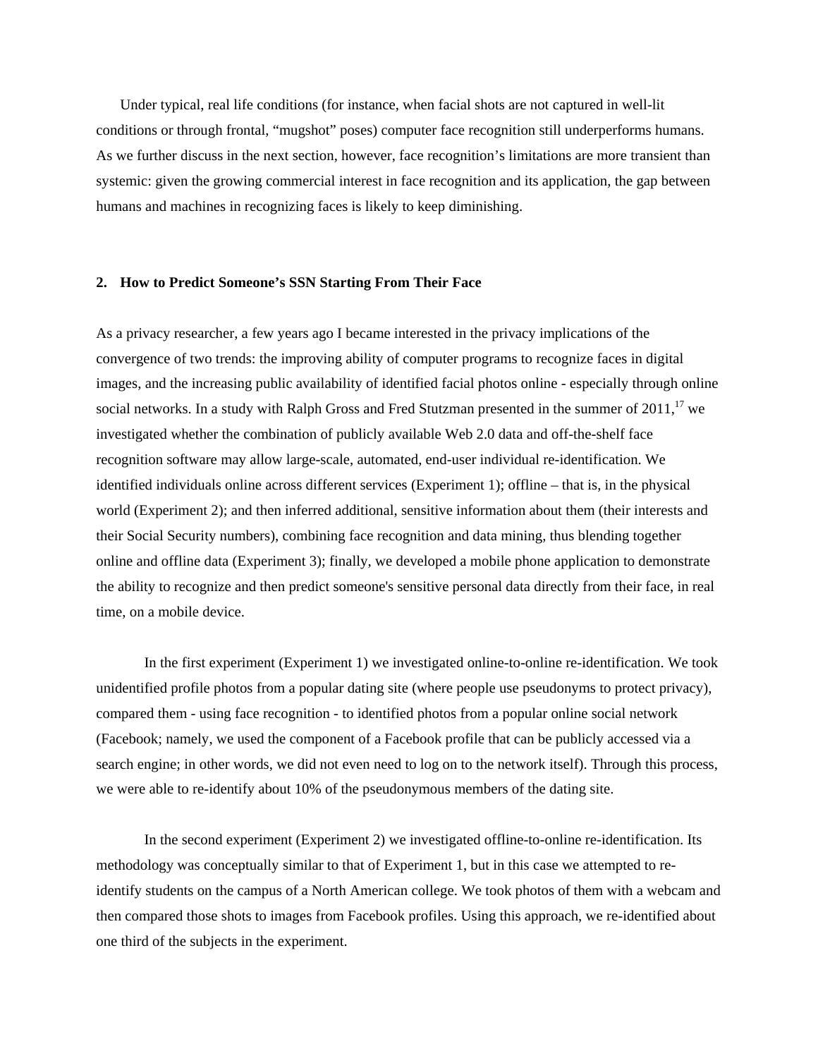Under typical, real life conditions (for instance, when facial shots are not captured in well-lit conditions or through frontal, “mugshot” poses) computer face recognition still underperforms humans. As we further discuss in the next section, however, face recognition’s limitations are more transient than systemic: given the growing commercial interest in face recognition and its application, the gap between humans and machines in recognizing faces is likely to keep diminishing.

## 2. How to Predict Someone’s SSN Starting From Their Face

As a privacy researcher, a few years ago I became interested in the privacy implications of the convergence of two trends: the improving ability of computer programs to recognize faces in digital images, and the increasing public availability of identified facial photos online - especially through online social networks. In a study with Ralph Gross and Fred Stutzman presented in the summer of 2011,[17] we investigated whether the combination of publicly available Web 2.0 data and off-the-shelf face recognition software may allow large-scale, automated, end-user individual re-identification. We identified individuals online across different services (Experiment 1); offline – that is, in the physical world (Experiment 2); and then inferred additional, sensitive information about them (their interests and their Social Security numbers), combining face recognition and data mining, thus blending together online and offline data (Experiment 3); finally, we developed a mobile phone application to demonstrate the ability to recognize and then predict someone's sensitive personal data directly from their face, in real time, on a mobile device.

In the first experiment (Experiment 1) we investigated online-to-online re-identification. We took unidentified profile photos from a popular dating site (where people use pseudonyms to protect privacy), compared them - using face recognition - to identified photos from a popular online social network (Facebook; namely, we used the component of a Facebook profile that can be publicly accessed via a search engine; in other words, we did not even need to log on to the network itself). Through this process, we were able to re-identify about 10% of the pseudonymous members of the dating site.

In the second experiment (Experiment 2) we investigated offline-to-online re-identification. Its methodology was conceptually similar to that of Experiment 1, but in this case we attempted to re-identify students on the campus of a North American college. We took photos of them with a webcam and then compared those shots to images from Facebook profiles. Using this approach, we re-identified about one third of the subjects in the experiment.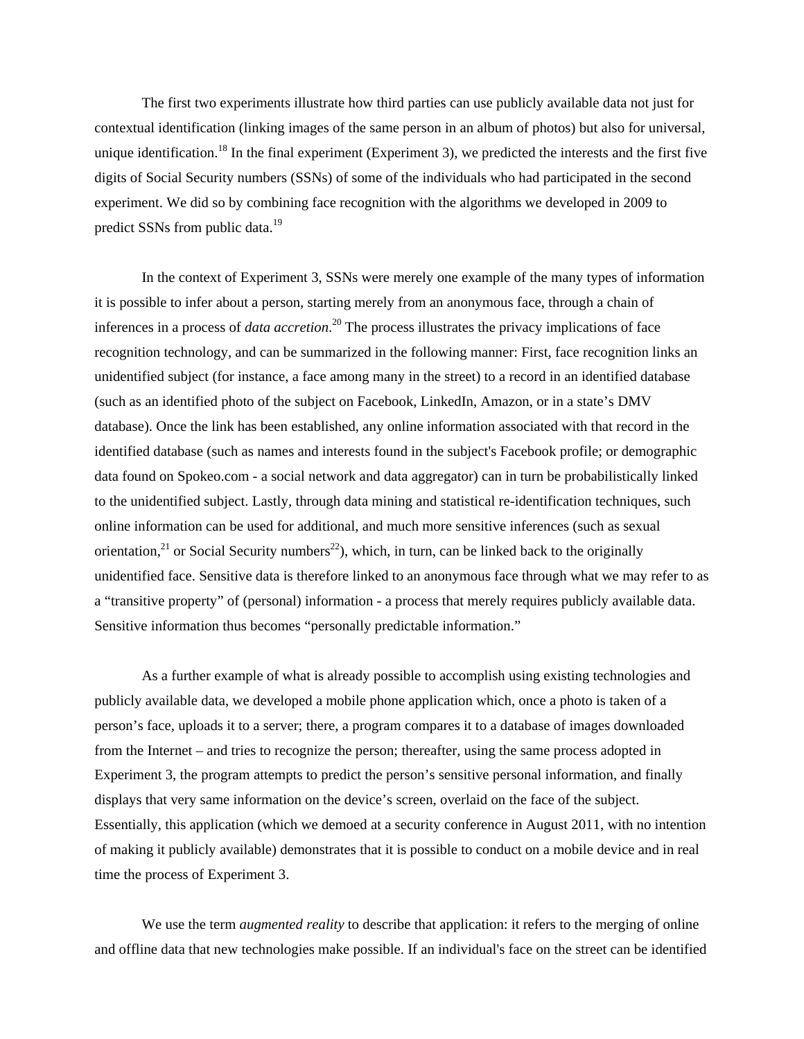The first two experiments illustrate how third parties can use publicly available data not just for contextual identification (linking images of the same person in an album of photos) but also for universal, unique identification.[18] In the final experiment (Experiment 3), we predicted the interests and the first five digits of Social Security numbers (SSNs) of some of the individuals who had participated in the second experiment. We did so by combining face recognition with the algorithms we developed in 2009 to predict SSNs from public data.[19]

In the context of Experiment 3, SSNs were merely one example of the many types of information it is possible to infer about a person, starting merely from an anonymous face, through a chain of inferences in a process of *data accretion*.[20] The process illustrates the privacy implications of face recognition technology, and can be summarized in the following manner: First, face recognition links an unidentified subject (for instance, a face among many in the street) to a record in an identified database (such as an identified photo of the subject on Facebook, LinkedIn, Amazon, or in a state's DMV database). Once the link has been established, any online information associated with that record in the identified database (such as names and interests found in the subject's Facebook profile; or demographic data found on Spokeo.com - a social network and data aggregator) can in turn be probabilistically linked to the unidentified subject. Lastly, through data mining and statistical re-identification techniques, such online information can be used for additional, and much more sensitive inferences (such as sexual orientation,[21] or Social Security numbers[22]), which, in turn, can be linked back to the originally unidentified face. Sensitive data is therefore linked to an anonymous face through what we may refer to as a "transitive property" of (personal) information - a process that merely requires publicly available data. Sensitive information thus becomes "personally predictable information."

As a further example of what is already possible to accomplish using existing technologies and publicly available data, we developed a mobile phone application which, once a photo is taken of a person's face, uploads it to a server; there, a program compares it to a database of images downloaded from the Internet – and tries to recognize the person; thereafter, using the same process adopted in Experiment 3, the program attempts to predict the person's sensitive personal information, and finally displays that very same information on the device's screen, overlaid on the face of the subject. Essentially, this application (which we demoed at a security conference in August 2011, with no intention of making it publicly available) demonstrates that it is possible to conduct on a mobile device and in real time the process of Experiment 3.

We use the term *augmented reality* to describe that application: it refers to the merging of online and offline data that new technologies make possible. If an individual's face on the street can be identified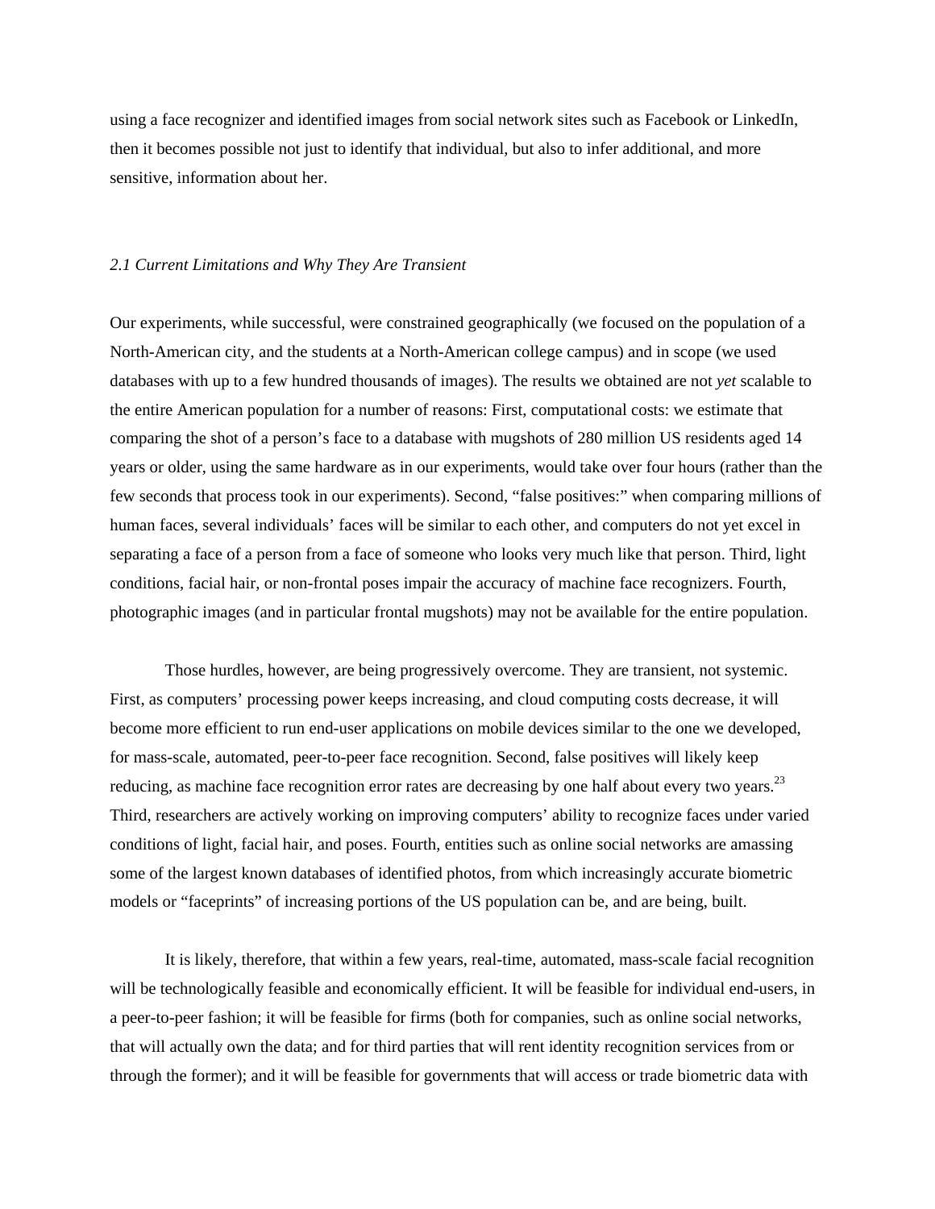using a face recognizer and identified images from social network sites such as Facebook or LinkedIn, then it becomes possible not just to identify that individual, but also to infer additional, and more sensitive, information about her.

### *2.1 Current Limitations and Why They Are Transient*

Our experiments, while successful, were constrained geographically (we focused on the population of a North-American city, and the students at a North-American college campus) and in scope (we used databases with up to a few hundred thousands of images). The results we obtained are not *yet* scalable to the entire American population for a number of reasons: First, computational costs: we estimate that comparing the shot of a person's face to a database with mugshots of 280 million US residents aged 14 years or older, using the same hardware as in our experiments, would take over four hours (rather than the few seconds that process took in our experiments). Second, "false positives:" when comparing millions of human faces, several individuals' faces will be similar to each other, and computers do not yet excel in separating a face of a person from a face of someone who looks very much like that person. Third, light conditions, facial hair, or non-frontal poses impair the accuracy of machine face recognizers. Fourth, photographic images (and in particular frontal mugshots) may not be available for the entire population.

Those hurdles, however, are being progressively overcome. They are transient, not systemic. First, as computers' processing power keeps increasing, and cloud computing costs decrease, it will become more efficient to run end-user applications on mobile devices similar to the one we developed, for mass-scale, automated, peer-to-peer face recognition. Second, false positives will likely keep reducing, as machine face recognition error rates are decreasing by one half about every two years.[23] Third, researchers are actively working on improving computers' ability to recognize faces under varied conditions of light, facial hair, and poses. Fourth, entities such as online social networks are amassing some of the largest known databases of identified photos, from which increasingly accurate biometric models or "faceprints" of increasing portions of the US population can be, and are being, built.

It is likely, therefore, that within a few years, real-time, automated, mass-scale facial recognition will be technologically feasible and economically efficient. It will be feasible for individual end-users, in a peer-to-peer fashion; it will be feasible for firms (both for companies, such as online social networks, that will actually own the data; and for third parties that will rent identity recognition services from or through the former); and it will be feasible for governments that will access or trade biometric data with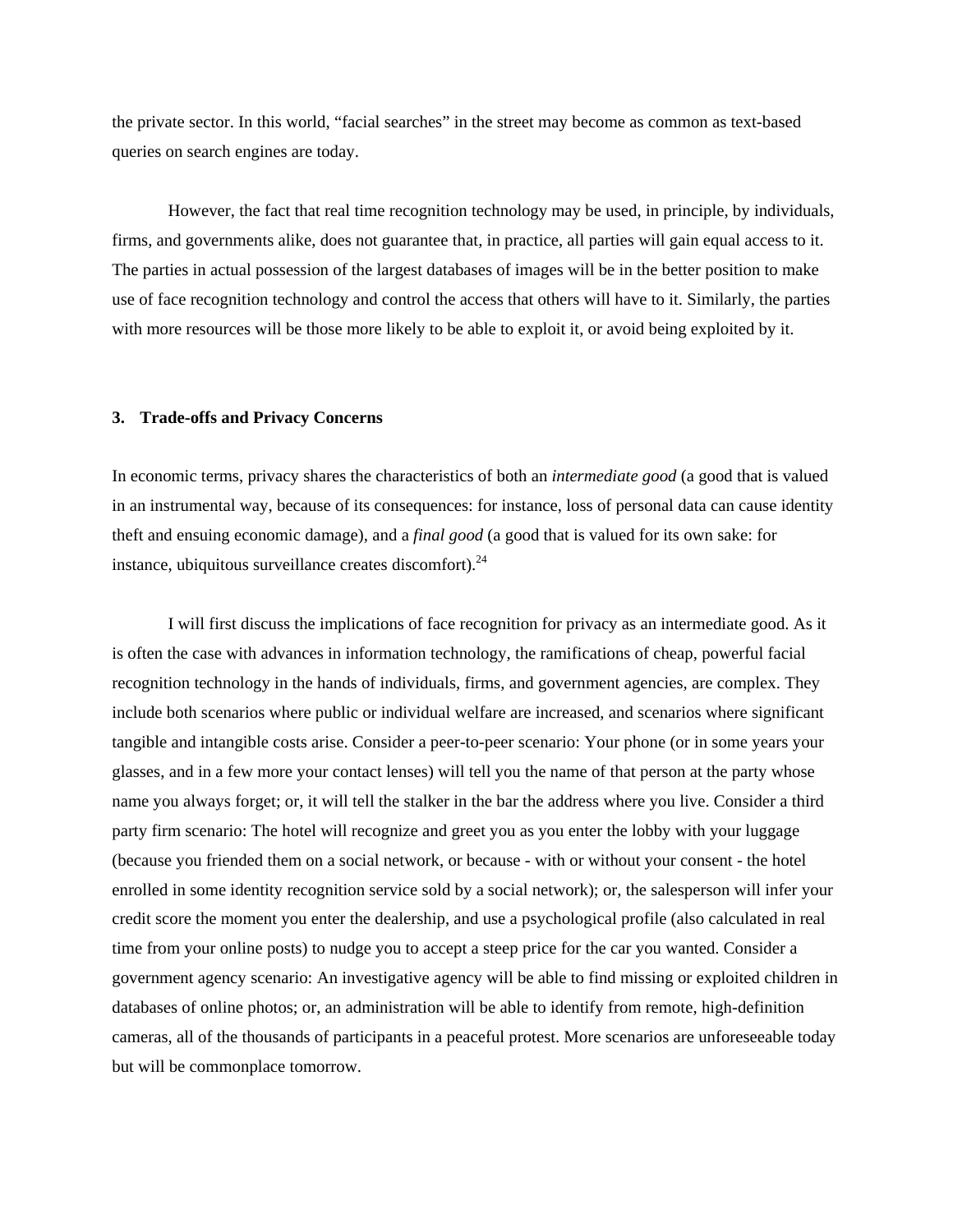the private sector. In this world, "facial searches" in the street may become as common as text-based queries on search engines are today.

However, the fact that real time recognition technology may be used, in principle, by individuals, firms, and governments alike, does not guarantee that, in practice, all parties will gain equal access to it. The parties in actual possession of the largest databases of images will be in the better position to make use of face recognition technology and control the access that others will have to it. Similarly, the parties with more resources will be those more likely to be able to exploit it, or avoid being exploited by it.

## 3. Trade-offs and Privacy Concerns

In economic terms, privacy shares the characteristics of both an *intermediate good* (a good that is valued in an instrumental way, because of its consequences: for instance, loss of personal data can cause identity theft and ensuing economic damage), and a *final good* (a good that is valued for its own sake: for instance, ubiquitous surveillance creates discomfort).[24]

I will first discuss the implications of face recognition for privacy as an intermediate good. As it is often the case with advances in information technology, the ramifications of cheap, powerful facial recognition technology in the hands of individuals, firms, and government agencies, are complex. They include both scenarios where public or individual welfare are increased, and scenarios where significant tangible and intangible costs arise. Consider a peer-to-peer scenario: Your phone (or in some years your glasses, and in a few more your contact lenses) will tell you the name of that person at the party whose name you always forget; or, it will tell the stalker in the bar the address where you live. Consider a third party firm scenario: The hotel will recognize and greet you as you enter the lobby with your luggage (because you friended them on a social network, or because - with or without your consent - the hotel enrolled in some identity recognition service sold by a social network); or, the salesperson will infer your credit score the moment you enter the dealership, and use a psychological profile (also calculated in real time from your online posts) to nudge you to accept a steep price for the car you wanted. Consider a government agency scenario: An investigative agency will be able to find missing or exploited children in databases of online photos; or, an administration will be able to identify from remote, high-definition cameras, all of the thousands of participants in a peaceful protest. More scenarios are unforeseeable today but will be commonplace tomorrow.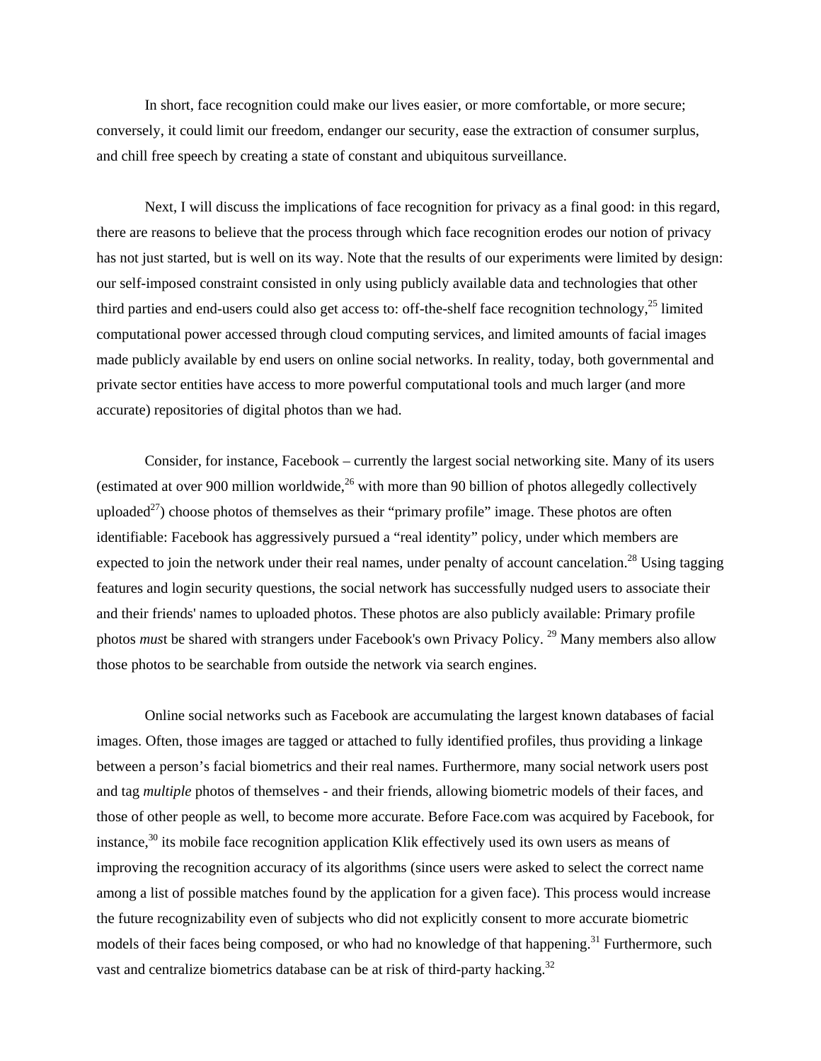In short, face recognition could make our lives easier, or more comfortable, or more secure; conversely, it could limit our freedom, endanger our security, ease the extraction of consumer surplus, and chill free speech by creating a state of constant and ubiquitous surveillance.

Next, I will discuss the implications of face recognition for privacy as a final good: in this regard, there are reasons to believe that the process through which face recognition erodes our notion of privacy has not just started, but is well on its way. Note that the results of our experiments were limited by design: our self-imposed constraint consisted in only using publicly available data and technologies that other third parties and end-users could also get access to: off-the-shelf face recognition technology,[25] limited computational power accessed through cloud computing services, and limited amounts of facial images made publicly available by end users on online social networks. In reality, today, both governmental and private sector entities have access to more powerful computational tools and much larger (and more accurate) repositories of digital photos than we had.

Consider, for instance, Facebook – currently the largest social networking site. Many of its users (estimated at over 900 million worldwide,[26] with more than 90 billion of photos allegedly collectively uploaded[27]) choose photos of themselves as their "primary profile" image. These photos are often identifiable: Facebook has aggressively pursued a "real identity" policy, under which members are expected to join the network under their real names, under penalty of account cancelation.[28] Using tagging features and login security questions, the social network has successfully nudged users to associate their and their friends' names to uploaded photos. These photos are also publicly available: Primary profile photos *must* be shared with strangers under Facebook's own Privacy Policy. [29] Many members also allow those photos to be searchable from outside the network via search engines.

Online social networks such as Facebook are accumulating the largest known databases of facial images. Often, those images are tagged or attached to fully identified profiles, thus providing a linkage between a person's facial biometrics and their real names. Furthermore, many social network users post and tag *multiple* photos of themselves - and their friends, allowing biometric models of their faces, and those of other people as well, to become more accurate. Before Face.com was acquired by Facebook, for instance,[30] its mobile face recognition application Klik effectively used its own users as means of improving the recognition accuracy of its algorithms (since users were asked to select the correct name among a list of possible matches found by the application for a given face). This process would increase the future recognizability even of subjects who did not explicitly consent to more accurate biometric models of their faces being composed, or who had no knowledge of that happening.[31] Furthermore, such vast and centralize biometrics database can be at risk of third-party hacking.[32]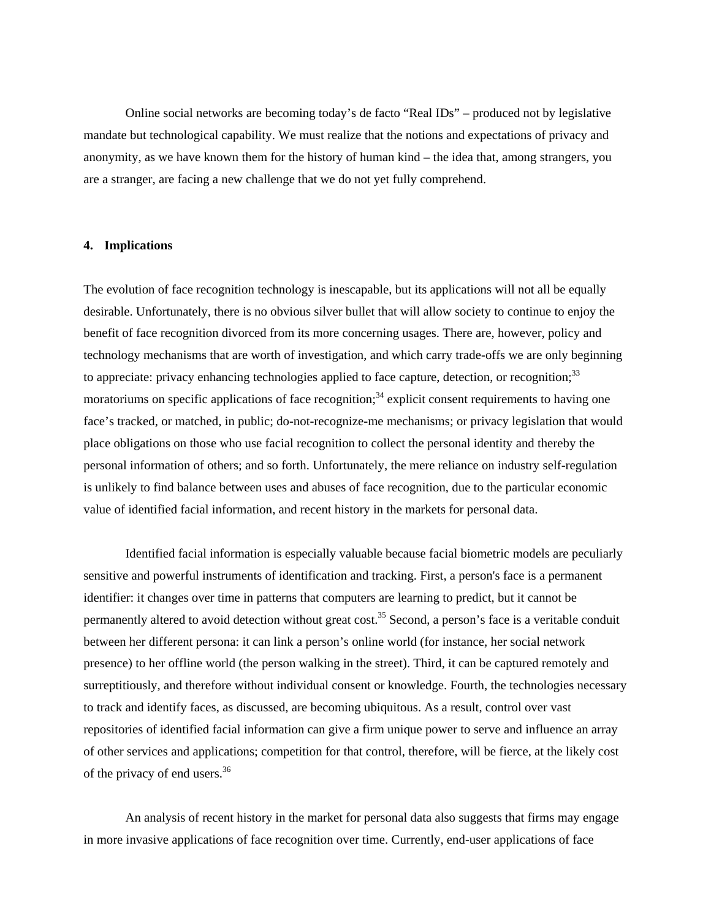Online social networks are becoming today's de facto "Real IDs" – produced not by legislative mandate but technological capability. We must realize that the notions and expectations of privacy and anonymity, as we have known them for the history of human kind – the idea that, among strangers, you are a stranger, are facing a new challenge that we do not yet fully comprehend.

## 4. Implications

The evolution of face recognition technology is inescapable, but its applications will not all be equally desirable. Unfortunately, there is no obvious silver bullet that will allow society to continue to enjoy the benefit of face recognition divorced from its more concerning usages. There are, however, policy and technology mechanisms that are worth of investigation, and which carry trade-offs we are only beginning to appreciate: privacy enhancing technologies applied to face capture, detection, or recognition;[33] moratoriums on specific applications of face recognition;[34] explicit consent requirements to having one face's tracked, or matched, in public; do-not-recognize-me mechanisms; or privacy legislation that would place obligations on those who use facial recognition to collect the personal identity and thereby the personal information of others; and so forth. Unfortunately, the mere reliance on industry self-regulation is unlikely to find balance between uses and abuses of face recognition, due to the particular economic value of identified facial information, and recent history in the markets for personal data.

Identified facial information is especially valuable because facial biometric models are peculiarly sensitive and powerful instruments of identification and tracking. First, a person's face is a permanent identifier: it changes over time in patterns that computers are learning to predict, but it cannot be permanently altered to avoid detection without great cost.[35] Second, a person's face is a veritable conduit between her different persona: it can link a person's online world (for instance, her social network presence) to her offline world (the person walking in the street). Third, it can be captured remotely and surreptitiously, and therefore without individual consent or knowledge. Fourth, the technologies necessary to track and identify faces, as discussed, are becoming ubiquitous. As a result, control over vast repositories of identified facial information can give a firm unique power to serve and influence an array of other services and applications; competition for that control, therefore, will be fierce, at the likely cost of the privacy of end users.[36]

An analysis of recent history in the market for personal data also suggests that firms may engage in more invasive applications of face recognition over time. Currently, end-user applications of face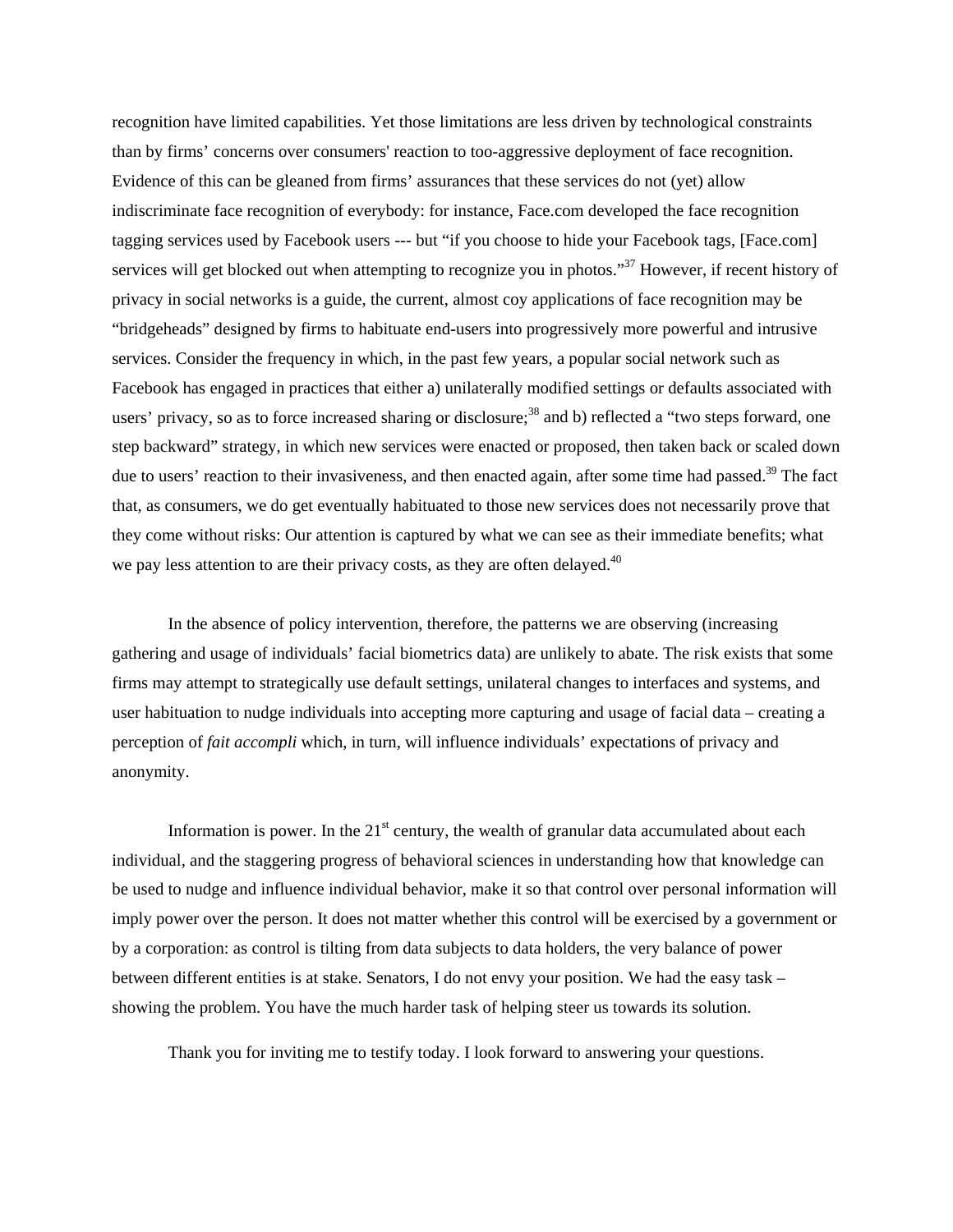recognition have limited capabilities. Yet those limitations are less driven by technological constraints than by firms' concerns over consumers' reaction to too-aggressive deployment of face recognition. Evidence of this can be gleaned from firms' assurances that these services do not (yet) allow indiscriminate face recognition of everybody: for instance, Face.com developed the face recognition tagging services used by Facebook users --- but "if you choose to hide your Facebook tags, [Face.com] services will get blocked out when attempting to recognize you in photos."[37] However, if recent history of privacy in social networks is a guide, the current, almost coy applications of face recognition may be "bridgeheads" designed by firms to habituate end-users into progressively more powerful and intrusive services. Consider the frequency in which, in the past few years, a popular social network such as Facebook has engaged in practices that either a) unilaterally modified settings or defaults associated with users' privacy, so as to force increased sharing or disclosure;[38] and b) reflected a "two steps forward, one step backward" strategy, in which new services were enacted or proposed, then taken back or scaled down due to users' reaction to their invasiveness, and then enacted again, after some time had passed.[39] The fact that, as consumers, we do get eventually habituated to those new services does not necessarily prove that they come without risks: Our attention is captured by what we can see as their immediate benefits; what we pay less attention to are their privacy costs, as they are often delayed.[40]

In the absence of policy intervention, therefore, the patterns we are observing (increasing gathering and usage of individuals' facial biometrics data) are unlikely to abate. The risk exists that some firms may attempt to strategically use default settings, unilateral changes to interfaces and systems, and user habituation to nudge individuals into accepting more capturing and usage of facial data – creating a perception of *fait accompli* which, in turn, will influence individuals' expectations of privacy and anonymity.

Information is power. In the 21st century, the wealth of granular data accumulated about each individual, and the staggering progress of behavioral sciences in understanding how that knowledge can be used to nudge and influence individual behavior, make it so that control over personal information will imply power over the person. It does not matter whether this control will be exercised by a government or by a corporation: as control is tilting from data subjects to data holders, the very balance of power between different entities is at stake. Senators, I do not envy your position. We had the easy task – showing the problem. You have the much harder task of helping steer us towards its solution.

Thank you for inviting me to testify today. I look forward to answering your questions.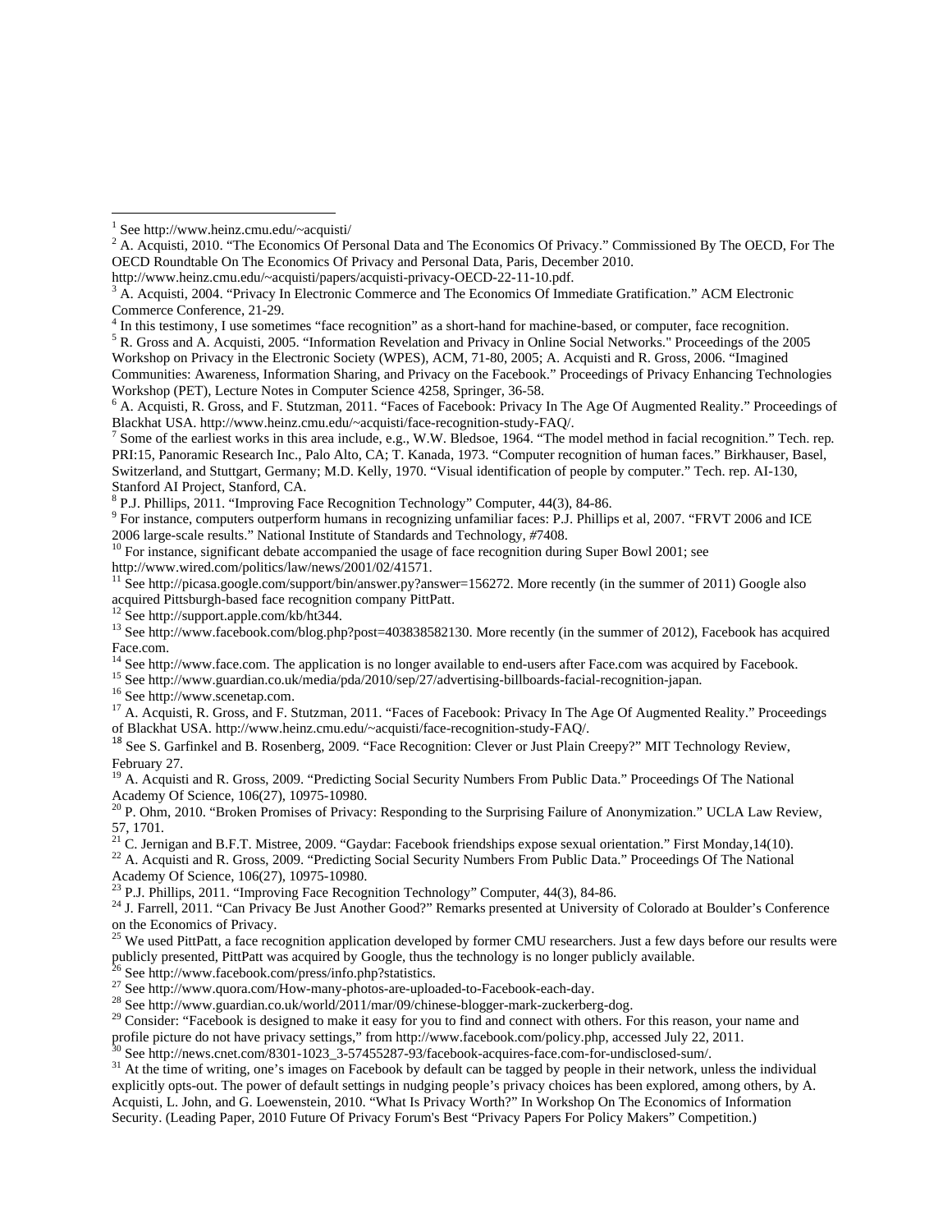[1] See http://www.heinz.cmu.edu/~acquisti/

[2] A. Acquisti, 2010. "The Economics Of Personal Data and The Economics Of Privacy." Commissioned By The OECD, For The OECD Roundtable On The Economics Of Privacy and Personal Data, Paris, December 2010. http://www.heinz.cmu.edu/~acquisti/papers/acquisti-privacy-OECD-22-11-10.pdf.

[3] A. Acquisti, 2004. "Privacy In Electronic Commerce and The Economics Of Immediate Gratification." ACM Electronic Commerce Conference, 21-29.

[4] In this testimony, I use sometimes "face recognition" as a short-hand for machine-based, or computer, face recognition.

[5] R. Gross and A. Acquisti, 2005. "Information Revelation and Privacy in Online Social Networks." Proceedings of the 2005 Workshop on Privacy in the Electronic Society (WPES), ACM, 71-80, 2005; A. Acquisti and R. Gross, 2006. "Imagined Communities: Awareness, Information Sharing, and Privacy on the Facebook." Proceedings of Privacy Enhancing Technologies Workshop (PET), Lecture Notes in Computer Science 4258, Springer, 36-58.

[6] A. Acquisti, R. Gross, and F. Stutzman, 2011. "Faces of Facebook: Privacy In The Age Of Augmented Reality." Proceedings of Blackhat USA. http://www.heinz.cmu.edu/~acquisti/face-recognition-study-FAQ/.

[7] Some of the earliest works in this area include, e.g., W.W. Bledsoe, 1964. "The model method in facial recognition." Tech. rep. PRI:15, Panoramic Research Inc., Palo Alto, CA; T. Kanada, 1973. "Computer recognition of human faces." Birkhauser, Basel, Switzerland, and Stuttgart, Germany; M.D. Kelly, 1970. "Visual identification of people by computer." Tech. rep. AI-130, Stanford AI Project, Stanford, CA.

[8] P.J. Phillips, 2011. "Improving Face Recognition Technology" Computer, 44(3), 84-86.

[9] For instance, computers outperform humans in recognizing unfamiliar faces: P.J. Phillips et al, 2007. "FRVT 2006 and ICE 2006 large-scale results." National Institute of Standards and Technology, #7408.

[10] For instance, significant debate accompanied the usage of face recognition during Super Bowl 2001; see http://www.wired.com/politics/law/news/2001/02/41571.

[11] See http://picasa.google.com/support/bin/answer.py?answer=156272. More recently (in the summer of 2011) Google also acquired Pittsburgh-based face recognition company PittPatt.

[12] See http://support.apple.com/kb/ht344.

[13] See http://www.facebook.com/blog.php?post=403838582130. More recently (in the summer of 2012), Facebook has acquired Face.com.

[14] See http://www.face.com. The application is no longer available to end-users after Face.com was acquired by Facebook.

[15] See http://www.guardian.co.uk/media/pda/2010/sep/27/advertising-billboards-facial-recognition-japan.

[16] See http://www.scenetap.com.

[17] A. Acquisti, R. Gross, and F. Stutzman, 2011. "Faces of Facebook: Privacy In The Age Of Augmented Reality." Proceedings of Blackhat USA. http://www.heinz.cmu.edu/~acquisti/face-recognition-study-FAQ/.

[18] See S. Garfinkel and B. Rosenberg, 2009. "Face Recognition: Clever or Just Plain Creepy?" MIT Technology Review, February 27.

[19] A. Acquisti and R. Gross, 2009. "Predicting Social Security Numbers From Public Data." Proceedings Of The National Academy Of Science, 106(27), 10975-10980.

[20] P. Ohm, 2010. "Broken Promises of Privacy: Responding to the Surprising Failure of Anonymization." UCLA Law Review, 57, 1701.

[21] C. Jernigan and B.F.T. Mistree, 2009. "Gaydar: Facebook friendships expose sexual orientation." First Monday,14(10).

[22] A. Acquisti and R. Gross, 2009. "Predicting Social Security Numbers From Public Data." Proceedings Of The National Academy Of Science, 106(27), 10975-10980.

[23] P.J. Phillips, 2011. "Improving Face Recognition Technology" Computer, 44(3), 84-86.

[24] J. Farrell, 2011. "Can Privacy Be Just Another Good?" Remarks presented at University of Colorado at Boulder's Conference on the Economics of Privacy.

[25] We used PittPatt, a face recognition application developed by former CMU researchers. Just a few days before our results were publicly presented, PittPatt was acquired by Google, thus the technology is no longer publicly available.

[26] See http://www.facebook.com/press/info.php?statistics.

[27] See http://www.quora.com/How-many-photos-are-uploaded-to-Facebook-each-day.

[28] See http://www.guardian.co.uk/world/2011/mar/09/chinese-blogger-mark-zuckerberg-dog.

[29] Consider: "Facebook is designed to make it easy for you to find and connect with others. For this reason, your name and profile picture do not have privacy settings," from http://www.facebook.com/policy.php, accessed July 22, 2011.

[30] See http://news.cnet.com/8301-1023_3-57455287-93/facebook-acquires-face.com-for-undisclosed-sum/.

[31] At the time of writing, one's images on Facebook by default can be tagged by people in their network, unless the individual explicitly opts-out. The power of default settings in nudging people's privacy choices has been explored, among others, by A. Acquisti, L. John, and G. Loewenstein, 2010. "What Is Privacy Worth?" In Workshop On The Economics of Information Security. (Leading Paper, 2010 Future Of Privacy Forum's Best "Privacy Papers For Policy Makers" Competition.)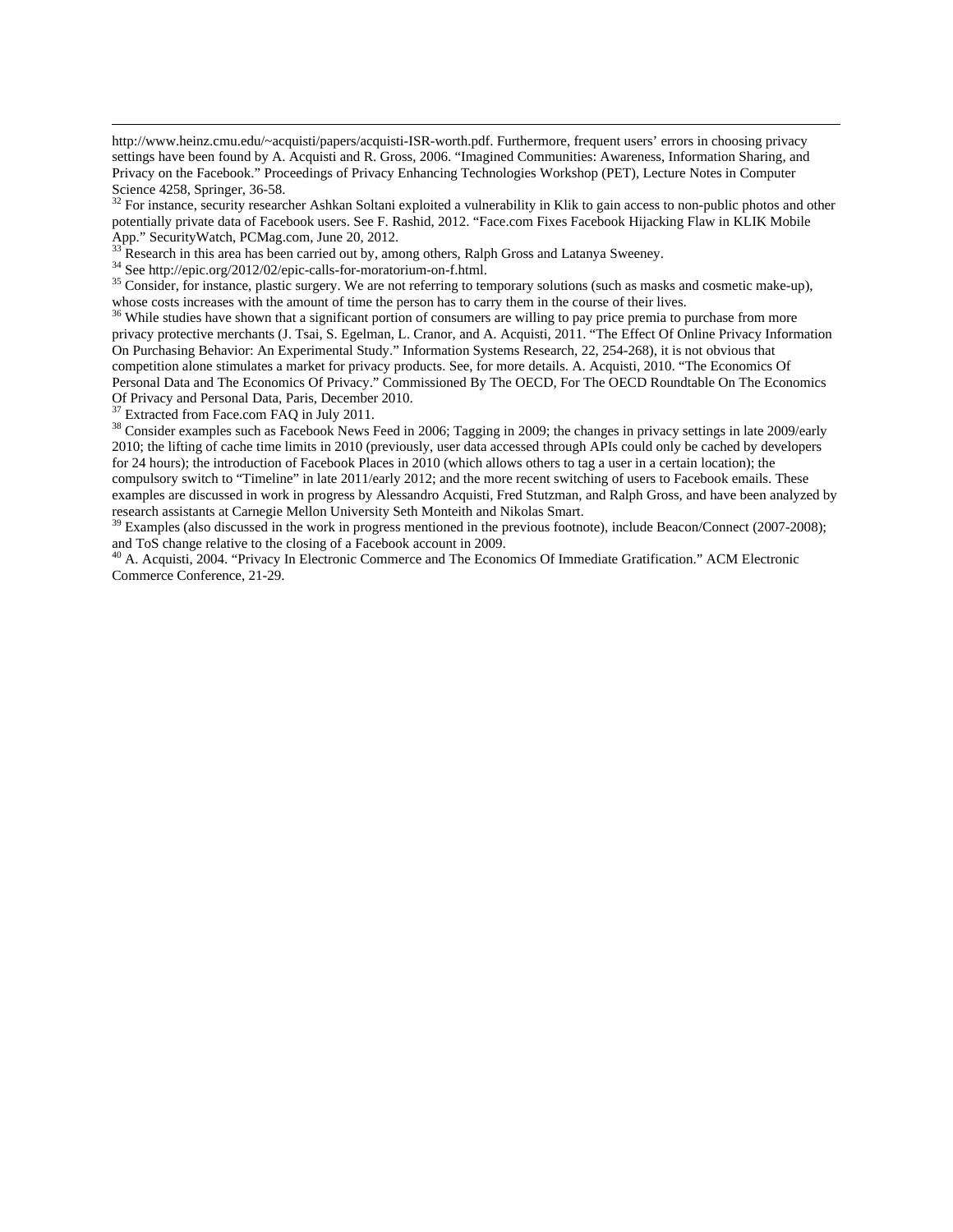http://www.heinz.cmu.edu/~acquisti/papers/acquisti-ISR-worth.pdf. Furthermore, frequent users' errors in choosing privacy settings have been found by A. Acquisti and R. Gross, 2006. "Imagined Communities: Awareness, Information Sharing, and Privacy on the Facebook." Proceedings of Privacy Enhancing Technologies Workshop (PET), Lecture Notes in Computer Science 4258, Springer, 36-58.

[32] For instance, security researcher Ashkan Soltani exploited a vulnerability in Klik to gain access to non-public photos and other potentially private data of Facebook users. See F. Rashid, 2012. "Face.com Fixes Facebook Hijacking Flaw in KLIK Mobile App." SecurityWatch, PCMag.com, June 20, 2012.

[33] Research in this area has been carried out by, among others, Ralph Gross and Latanya Sweeney.

[34] See http://epic.org/2012/02/epic-calls-for-moratorium-on-f.html.

[35] Consider, for instance, plastic surgery. We are not referring to temporary solutions (such as masks and cosmetic make-up), whose costs increases with the amount of time the person has to carry them in the course of their lives.

[36] While studies have shown that a significant portion of consumers are willing to pay price premia to purchase from more privacy protective merchants (J. Tsai, S. Egelman, L. Cranor, and A. Acquisti, 2011. "The Effect Of Online Privacy Information On Purchasing Behavior: An Experimental Study." Information Systems Research, 22, 254-268), it is not obvious that competition alone stimulates a market for privacy products. See, for more details. A. Acquisti, 2010. "The Economics Of Personal Data and The Economics Of Privacy." Commissioned By The OECD, For The OECD Roundtable On The Economics Of Privacy and Personal Data, Paris, December 2010.

[37] Extracted from Face.com FAQ in July 2011.

[38] Consider examples such as Facebook News Feed in 2006; Tagging in 2009; the changes in privacy settings in late 2009/early 2010; the lifting of cache time limits in 2010 (previously, user data accessed through APIs could only be cached by developers for 24 hours); the introduction of Facebook Places in 2010 (which allows others to tag a user in a certain location); the compulsory switch to "Timeline" in late 2011/early 2012; and the more recent switching of users to Facebook emails. These examples are discussed in work in progress by Alessandro Acquisti, Fred Stutzman, and Ralph Gross, and have been analyzed by research assistants at Carnegie Mellon University Seth Monteith and Nikolas Smart.

[39] Examples (also discussed in the work in progress mentioned in the previous footnote), include Beacon/Connect (2007-2008); and ToS change relative to the closing of a Facebook account in 2009.

[40] A. Acquisti, 2004. "Privacy In Electronic Commerce and The Economics Of Immediate Gratification." ACM Electronic Commerce Conference, 21-29.